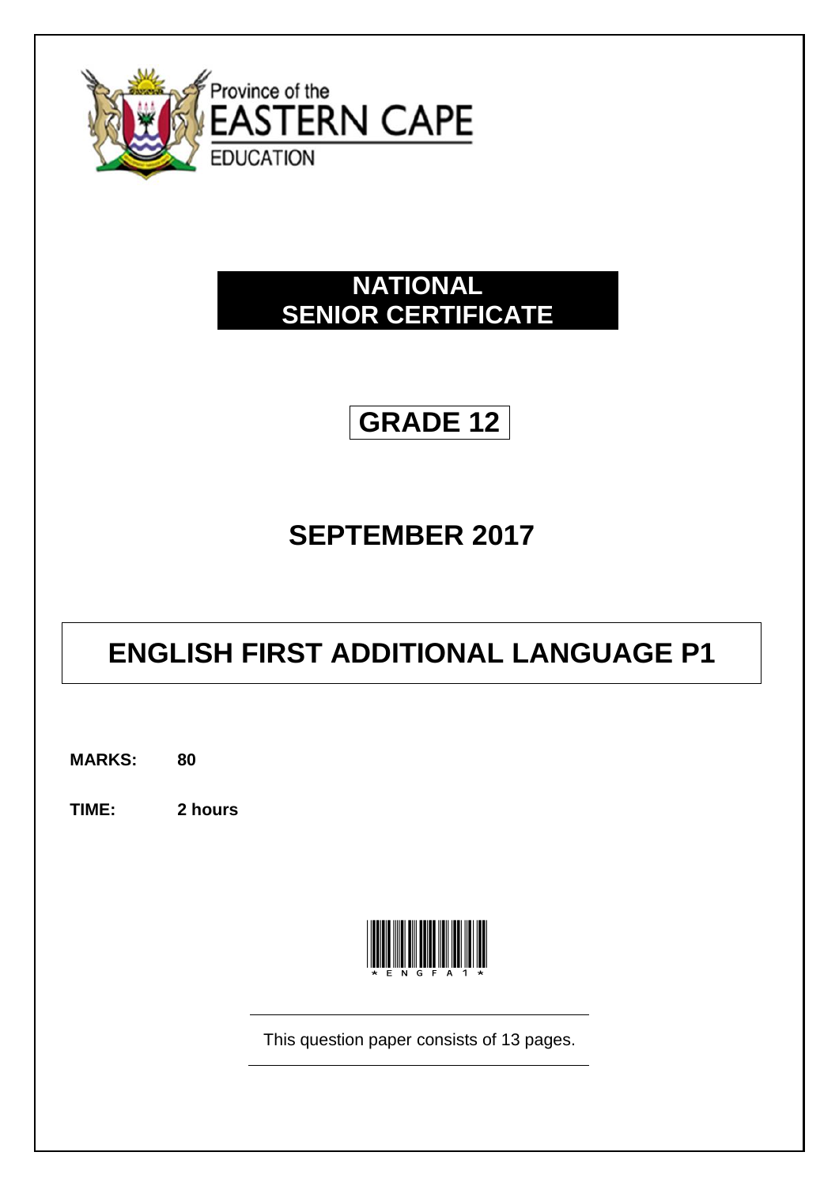Province of the
EASTERN CAPE
EDUCATION

# NATIONAL SENIOR CERTIFICATE

# GRADE 12

## SEPTEMBER 2017

# ENGLISH FIRST ADDITIONAL LANGUAGE P1

**MARKS:** **80**

**TIME:** **2 hours**

*ENGFA1*

This question paper consists of 13 pages.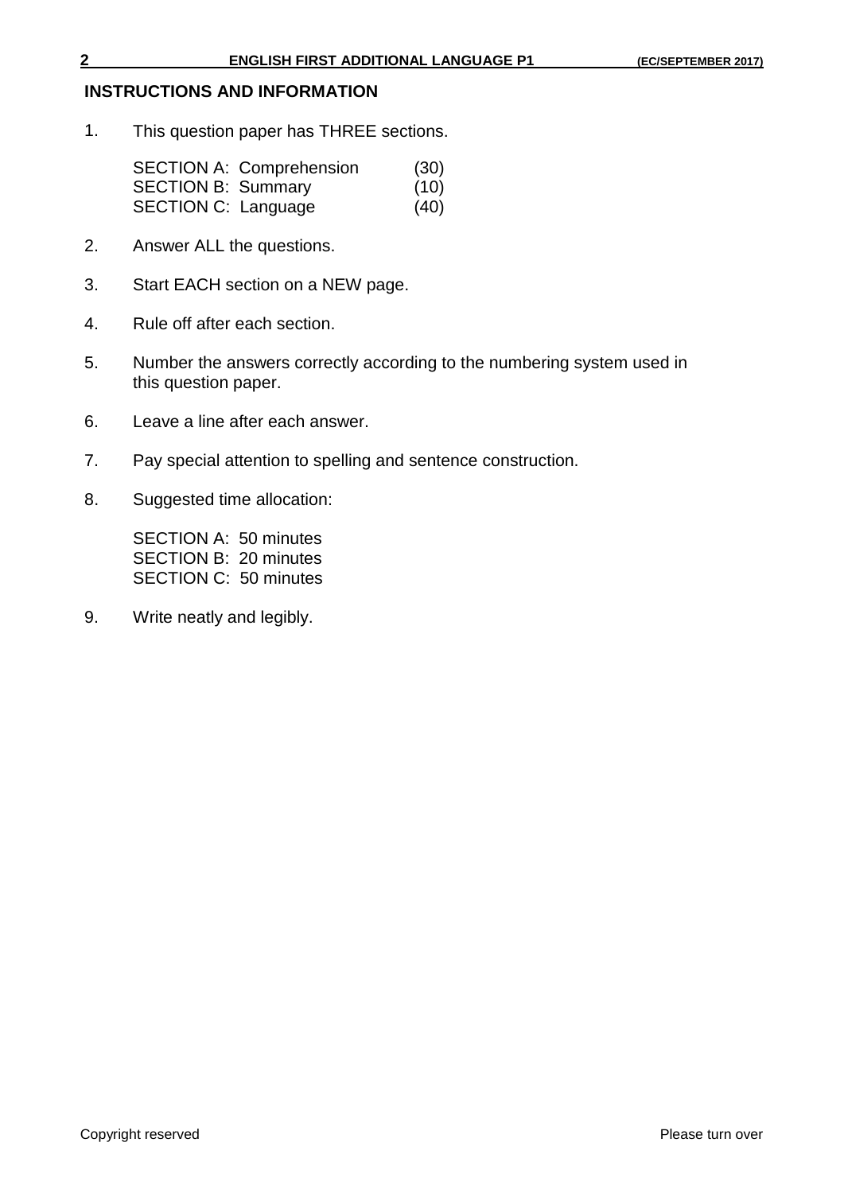## INSTRUCTIONS AND INFORMATION

1. This question paper has THREE sections.

   SECTION A: Comprehension (30)
   SECTION B: Summary (10)
   SECTION C: Language (40)

2. Answer ALL the questions.

3. Start EACH section on a NEW page.

4. Rule off after each section.

5. Number the answers correctly according to the numbering system used in this question paper.

6. Leave a line after each answer.

7. Pay special attention to spelling and sentence construction.

8. Suggested time allocation:

   SECTION A: 50 minutes
   SECTION B: 20 minutes
   SECTION C: 50 minutes

9. Write neatly and legibly.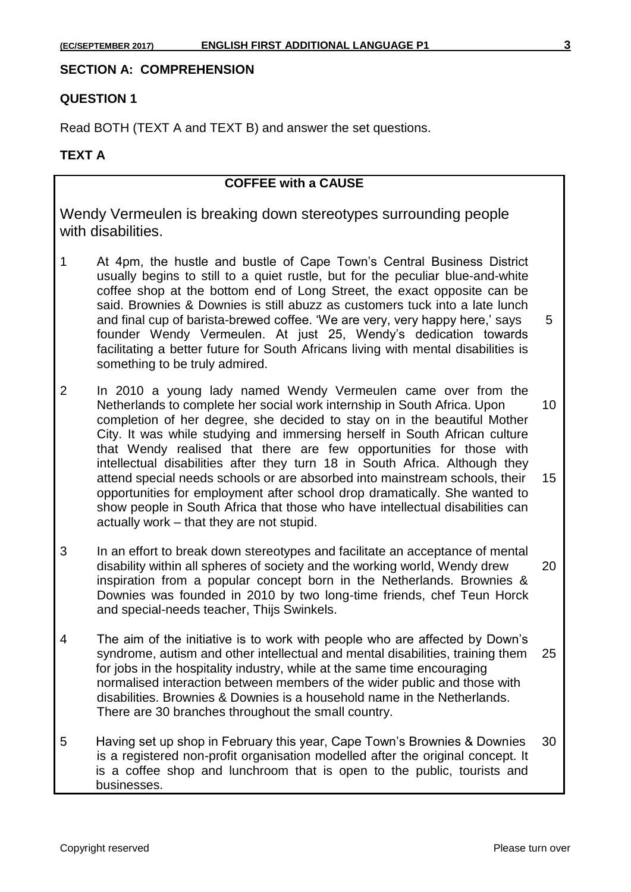## SECTION A: COMPREHENSION

### QUESTION 1

Read BOTH (TEXT A and TEXT B) and answer the set questions.

### TEXT A

**COFFEE with a CAUSE**

Wendy Vermeulen is breaking down stereotypes surrounding people with disabilities.

1 At 4pm, the hustle and bustle of Cape Town's Central Business District usually begins to still to a quiet rustle, but for the peculiar blue-and-white coffee shop at the bottom end of Long Street, the exact opposite can be said. Brownies & Downies is still abuzz as customers tuck into a late lunch and final cup of barista-brewed coffee. 'We are very, very happy here,' says (5) founder Wendy Vermeulen. At just 25, Wendy's dedication towards facilitating a better future for South Africans living with mental disabilities is something to be truly admired.

2 In 2010 a young lady named Wendy Vermeulen came over from the Netherlands to complete her social work internship in South Africa. Upon (10) completion of her degree, she decided to stay on in the beautiful Mother City. It was while studying and immersing herself in South African culture that Wendy realised that there are few opportunities for those with intellectual disabilities after they turn 18 in South Africa. Although they attend special needs schools or are absorbed into mainstream schools, their (15) opportunities for employment after school drop dramatically. She wanted to show people in South Africa that those who have intellectual disabilities can actually work – that they are not stupid.

3 In an effort to break down stereotypes and facilitate an acceptance of mental disability within all spheres of society and the working world, Wendy drew (20) inspiration from a popular concept born in the Netherlands. Brownies & Downies was founded in 2010 by two long-time friends, chef Teun Horck and special-needs teacher, Thijs Swinkels.

4 The aim of the initiative is to work with people who are affected by Down's syndrome, autism and other intellectual and mental disabilities, training them (25) for jobs in the hospitality industry, while at the same time encouraging normalised interaction between members of the wider public and those with disabilities. Brownies & Downies is a household name in the Netherlands. There are 30 branches throughout the small country.

5 Having set up shop in February this year, Cape Town's Brownies & Downies (30) is a registered non-profit organisation modelled after the original concept. It is a coffee shop and lunchroom that is open to the public, tourists and businesses.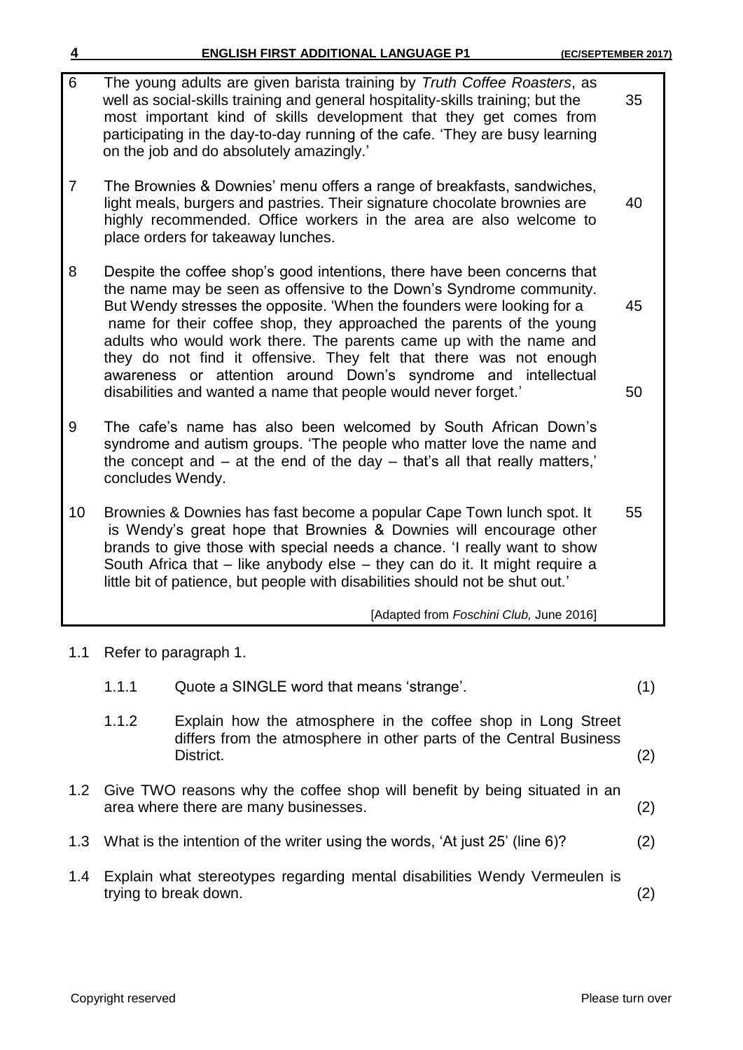6 The young adults are given barista training by *Truth Coffee Roasters*, as well as social-skills training and general hospitality-skills training; but the most important kind of skills development that they get comes from participating in the day-to-day running of the cafe. 'They are busy learning on the job and do absolutely amazingly.' 35

7 The Brownies & Downies' menu offers a range of breakfasts, sandwiches, light meals, burgers and pastries. Their signature chocolate brownies are highly recommended. Office workers in the area are also welcome to place orders for takeaway lunches. 40

8 Despite the coffee shop's good intentions, there have been concerns that the name may be seen as offensive to the Down's Syndrome community. But Wendy stresses the opposite. 'When the founders were looking for a name for their coffee shop, they approached the parents of the young adults who would work there. The parents came up with the name and they do not find it offensive. They felt that there was not enough awareness or attention around Down's syndrome and intellectual disabilities and wanted a name that people would never forget.' 45 50

9 The cafe's name has also been welcomed by South African Down's syndrome and autism groups. 'The people who matter love the name and the concept and – at the end of the day – that's all that really matters,' concludes Wendy.

10 Brownies & Downies has fast become a popular Cape Town lunch spot. It is Wendy's great hope that Brownies & Downies will encourage other brands to give those with special needs a chance. 'I really want to show South Africa that – like anybody else – they can do it. It might require a little bit of patience, but people with disabilities should not be shut out.' 55

[Adapted from *Foschini Club,* June 2016]

1.1 Refer to paragraph 1.

1.1.1 Quote a SINGLE word that means 'strange'. (1)

1.1.2 Explain how the atmosphere in the coffee shop in Long Street differs from the atmosphere in other parts of the Central Business District. (2)

1.2 Give TWO reasons why the coffee shop will benefit by being situated in an area where there are many businesses. (2)

1.3 What is the intention of the writer using the words, 'At just 25' (line 6)? (2)

1.4 Explain what stereotypes regarding mental disabilities Wendy Vermeulen is trying to break down. (2)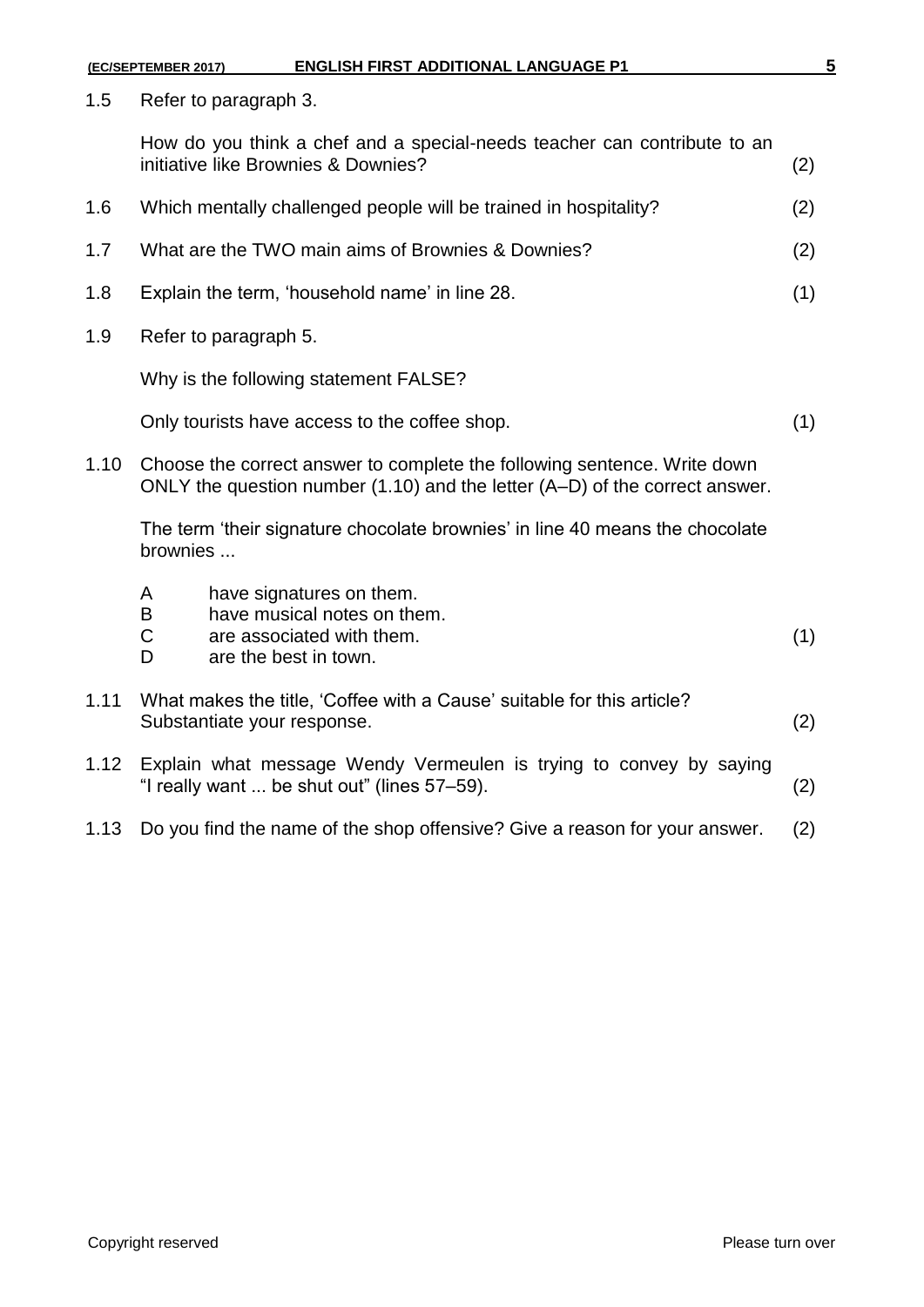1.5 Refer to paragraph 3.

How do you think a chef and a special-needs teacher can contribute to an initiative like Brownies & Downies? (2)

1.6 Which mentally challenged people will be trained in hospitality? (2)

1.7 What are the TWO main aims of Brownies & Downies? (2)

1.8 Explain the term, 'household name' in line 28. (1)

1.9 Refer to paragraph 5.

Why is the following statement FALSE?

Only tourists have access to the coffee shop. (1)

1.10 Choose the correct answer to complete the following sentence. Write down ONLY the question number (1.10) and the letter (A–D) of the correct answer.

The term 'their signature chocolate brownies' in line 40 means the chocolate brownies ...

- A have signatures on them.
- B have musical notes on them.
- C are associated with them.
- D are the best in town.

(1)

1.11 What makes the title, 'Coffee with a Cause' suitable for this article? Substantiate your response. (2)

1.12 Explain what message Wendy Vermeulen is trying to convey by saying "I really want ... be shut out" (lines 57–59). (2)

1.13 Do you find the name of the shop offensive? Give a reason for your answer. (2)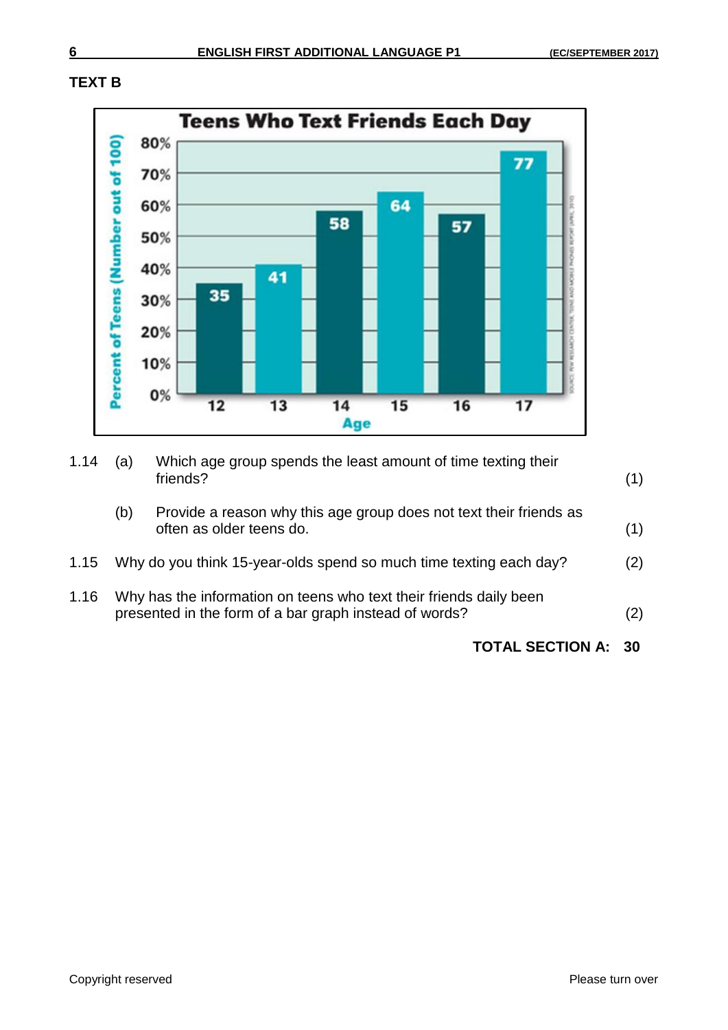**TEXT B**

**Teens Who Text Friends Each Day**

| Age | Percent of Teens (Number out of 100) |
|---|---|
| 12 | 35 |
| 13 | 41 |
| 14 | 58 |
| 15 | 64 |
| 16 | 57 |
| 17 | 77 |

SOURCE: PEW RESEARCH CENTER, TEENS AND MOBILE PHONES REPORT (APRIL 2010)

1.14 (a) Which age group spends the least amount of time texting their friends? (1)

(b) Provide a reason why this age group does not text their friends as often as older teens do. (1)

1.15 Why do you think 15-year-olds spend so much time texting each day? (2)

1.16 Why has the information on teens who text their friends daily been presented in the form of a bar graph instead of words? (2)

**TOTAL SECTION A: 30**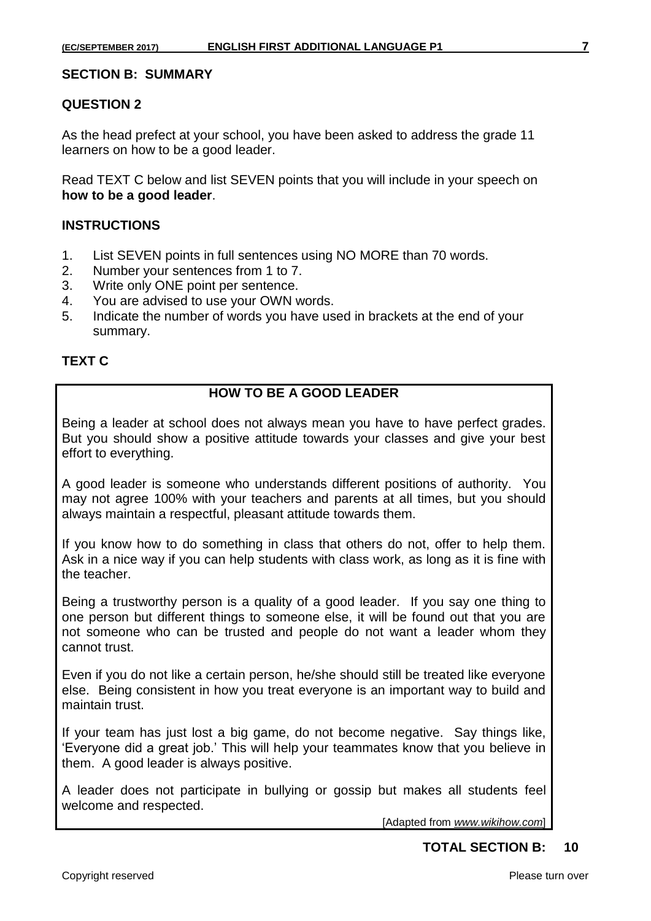## SECTION B: SUMMARY

### QUESTION 2

As the head prefect at your school, you have been asked to address the grade 11 learners on how to be a good leader.

Read TEXT C below and list SEVEN points that you will include in your speech on **how to be a good leader**.

### INSTRUCTIONS

1. List SEVEN points in full sentences using NO MORE than 70 words.
2. Number your sentences from 1 to 7.
3. Write only ONE point per sentence.
4. You are advised to use your OWN words.
5. Indicate the number of words you have used in brackets at the end of your summary.

### TEXT C

**HOW TO BE A GOOD LEADER**

Being a leader at school does not always mean you have to have perfect grades. But you should show a positive attitude towards your classes and give your best effort to everything.

A good leader is someone who understands different positions of authority. You may not agree 100% with your teachers and parents at all times, but you should always maintain a respectful, pleasant attitude towards them.

If you know how to do something in class that others do not, offer to help them. Ask in a nice way if you can help students with class work, as long as it is fine with the teacher.

Being a trustworthy person is a quality of a good leader. If you say one thing to one person but different things to someone else, it will be found out that you are not someone who can be trusted and people do not want a leader whom they cannot trust.

Even if you do not like a certain person, he/she should still be treated like everyone else. Being consistent in how you treat everyone is an important way to build and maintain trust.

If your team has just lost a big game, do not become negative. Say things like, 'Everyone did a great job.' This will help your teammates know that you believe in them. A good leader is always positive.

A leader does not participate in bullying or gossip but makes all students feel welcome and respected.

[Adapted from *www.wikihow.com*]

**TOTAL SECTION B: 10**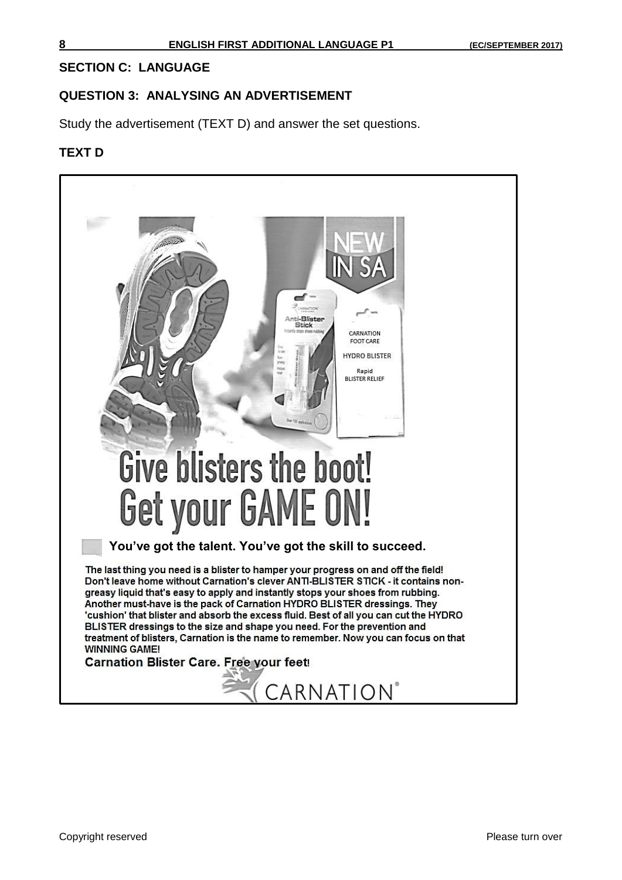## SECTION C: LANGUAGE

## QUESTION 3: ANALYSING AN ADVERTISEMENT

Study the advertisement (TEXT D) and answer the set questions.

### TEXT D

NEW IN SA

Anti-Blister Stick

CARNATION FOOT CARE
HYDRO BLISTER
Rapid BLISTER RELIEF

# Give blisters the boot! Get your GAME ON!

**You've got the talent. You've got the skill to succeed.**

The last thing you need is a blister to hamper your progress on and off the field! Don't leave home without Carnation's clever ANTI-BLISTER STICK - it contains non-greasy liquid that's easy to apply and instantly stops your shoes from rubbing. Another must-have is the pack of Carnation HYDRO BLISTER dressings. They 'cushion' that blister and absorb the excess fluid. Best of all you can cut the HYDRO BLISTER dressings to the size and shape you need. For the prevention and treatment of blisters, Carnation is the name to remember. Now you can focus on that WINNING GAME!

**Carnation Blister Care. Free your feet!**

CARNATION®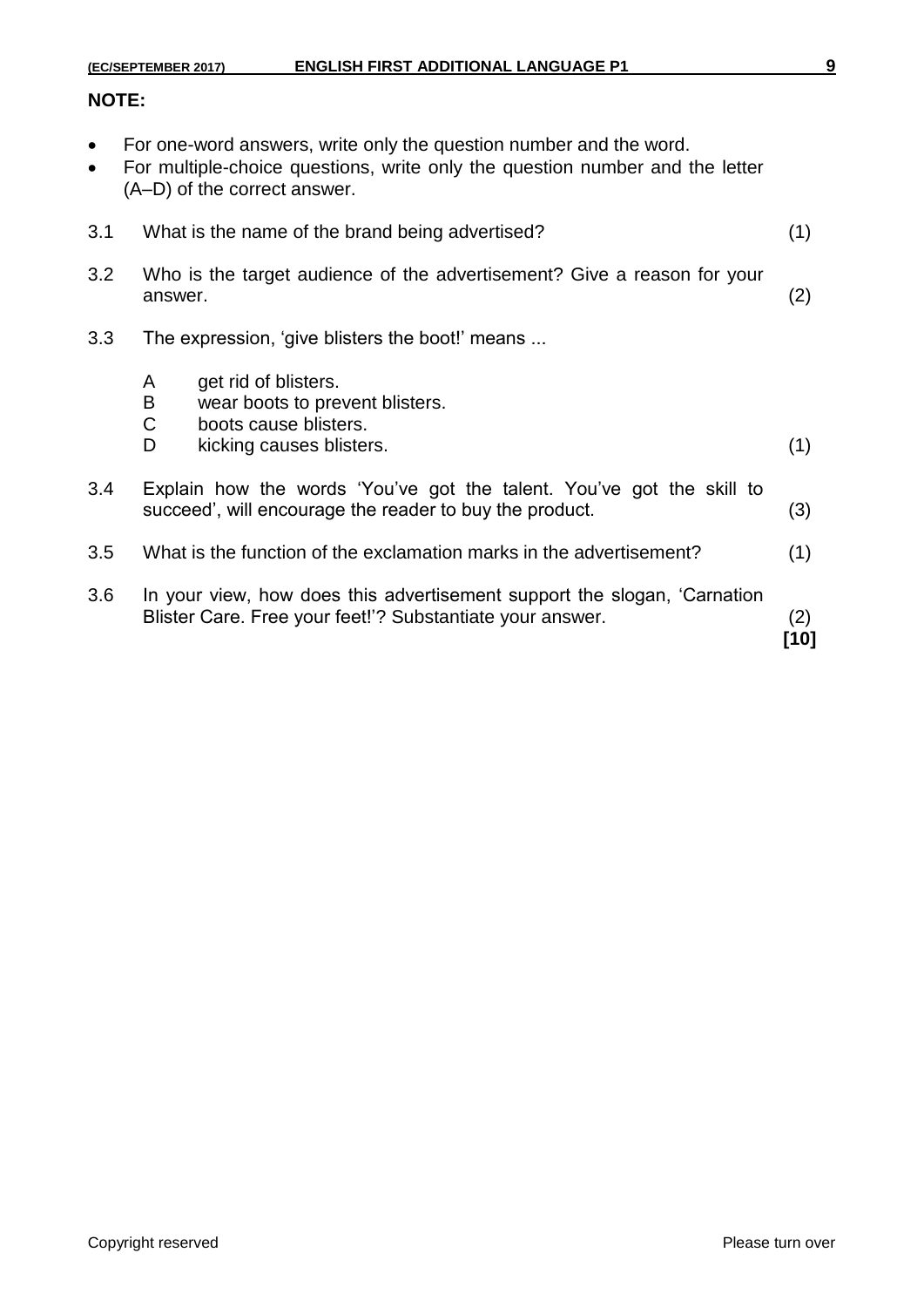**NOTE:**

- For one-word answers, write only the question number and the word.
- For multiple-choice questions, write only the question number and the letter (A–D) of the correct answer.

3.1 What is the name of the brand being advertised? (1)

3.2 Who is the target audience of the advertisement? Give a reason for your answer. (2)

3.3 The expression, 'give blisters the boot!' means ...

- A get rid of blisters.
- B wear boots to prevent blisters.
- C boots cause blisters.
- D kicking causes blisters. (1)

3.4 Explain how the words 'You've got the talent. You've got the skill to succeed', will encourage the reader to buy the product. (3)

3.5 What is the function of the exclamation marks in the advertisement? (1)

3.6 In your view, how does this advertisement support the slogan, 'Carnation Blister Care. Free your feet!'? Substantiate your answer. (2)

**[10]**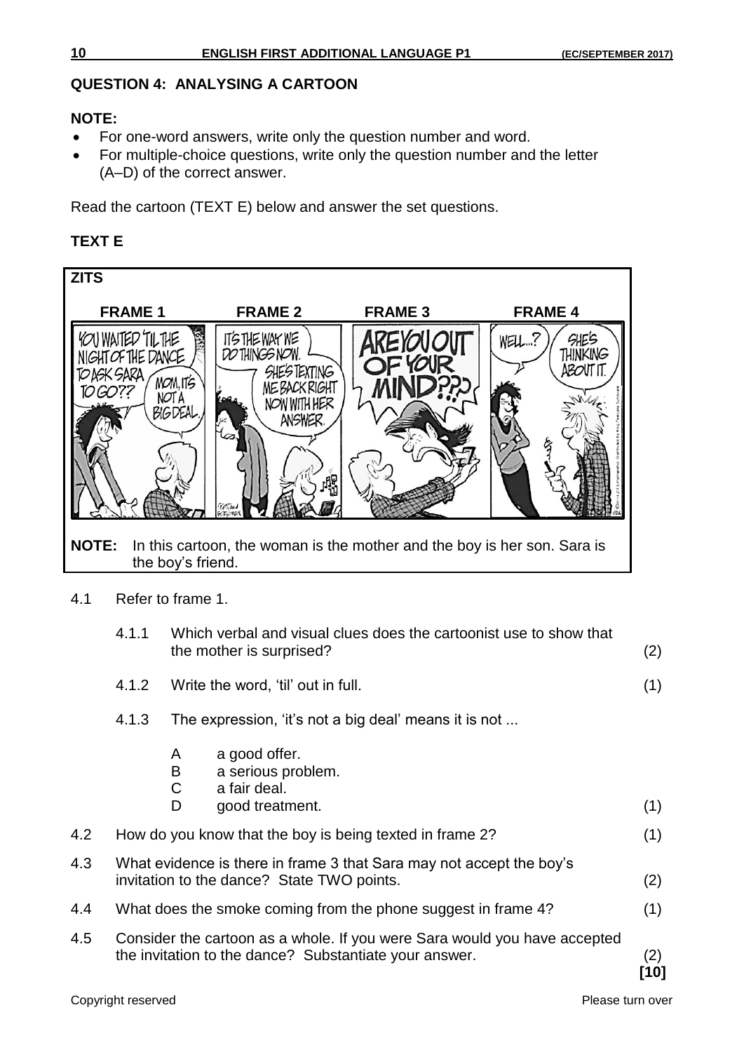## QUESTION 4: ANALYSING A CARTOON

**NOTE:**

- For one-word answers, write only the question number and word.
- For multiple-choice questions, write only the question number and the letter (A–D) of the correct answer.

Read the cartoon (TEXT E) below and answer the set questions.

### TEXT E

**ZITS**

**FRAME 1** **FRAME 2** **FRAME 3** **FRAME 4**

**NOTE:** In this cartoon, the woman is the mother and the boy is her son. Sara is the boy's friend.

4.1 Refer to frame 1.

4.1.1 Which verbal and visual clues does the cartoonist use to show that the mother is surprised? (2)

4.1.2 Write the word, 'til' out in full. (1)

4.1.3 The expression, 'it's not a big deal' means it is not ...

- A a good offer.
- B a serious problem.
- C a fair deal.
- D good treatment. (1)

4.2 How do you know that the boy is being texted in frame 2? (1)

4.3 What evidence is there in frame 3 that Sara may not accept the boy's invitation to the dance? State TWO points. (2)

4.4 What does the smoke coming from the phone suggest in frame 4? (1)

4.5 Consider the cartoon as a whole. If you were Sara would you have accepted the invitation to the dance? Substantiate your answer. (2)

**[10]**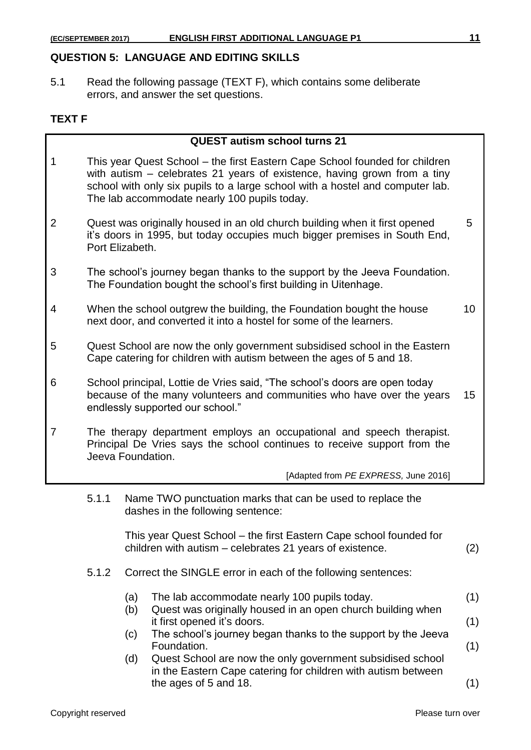## QUESTION 5: LANGUAGE AND EDITING SKILLS

5.1 Read the following passage (TEXT F), which contains some deliberate errors, and answer the set questions.

### TEXT F

**QUEST autism school turns 21**

1 This year Quest School – the first Eastern Cape School founded for children with autism – celebrates 21 years of existence, having grown from a tiny school with only six pupils to a large school with a hostel and computer lab. The lab accommodate nearly 100 pupils today.

2 Quest was originally housed in an old church building when it first opened it's doors in 1995, but today occupies much bigger premises in South End, Port Elizabeth. (5)

3 The school's journey began thanks to the support by the Jeeva Foundation. The Foundation bought the school's first building in Uitenhage.

4 When the school outgrew the building, the Foundation bought the house next door, and converted it into a hostel for some of the learners. (10)

5 Quest School are now the only government subsidised school in the Eastern Cape catering for children with autism between the ages of 5 and 18.

6 School principal, Lottie de Vries said, "The school's doors are open today because of the many volunteers and communities who have over the years endlessly supported our school." (15)

7 The therapy department employs an occupational and speech therapist. Principal De Vries says the school continues to receive support from the Jeeva Foundation.

[Adapted from *PE EXPRESS,* June 2016]

5.1.1 Name TWO punctuation marks that can be used to replace the dashes in the following sentence:

This year Quest School – the first Eastern Cape school founded for children with autism – celebrates 21 years of existence. (2)

5.1.2 Correct the SINGLE error in each of the following sentences:

(a) The lab accommodate nearly 100 pupils today. (1)

(b) Quest was originally housed in an open church building when it first opened it's doors. (1)

(c) The school's journey began thanks to the support by the Jeeva Foundation. (1)

(d) Quest School are now the only government subsidised school in the Eastern Cape catering for children with autism between the ages of 5 and 18. (1)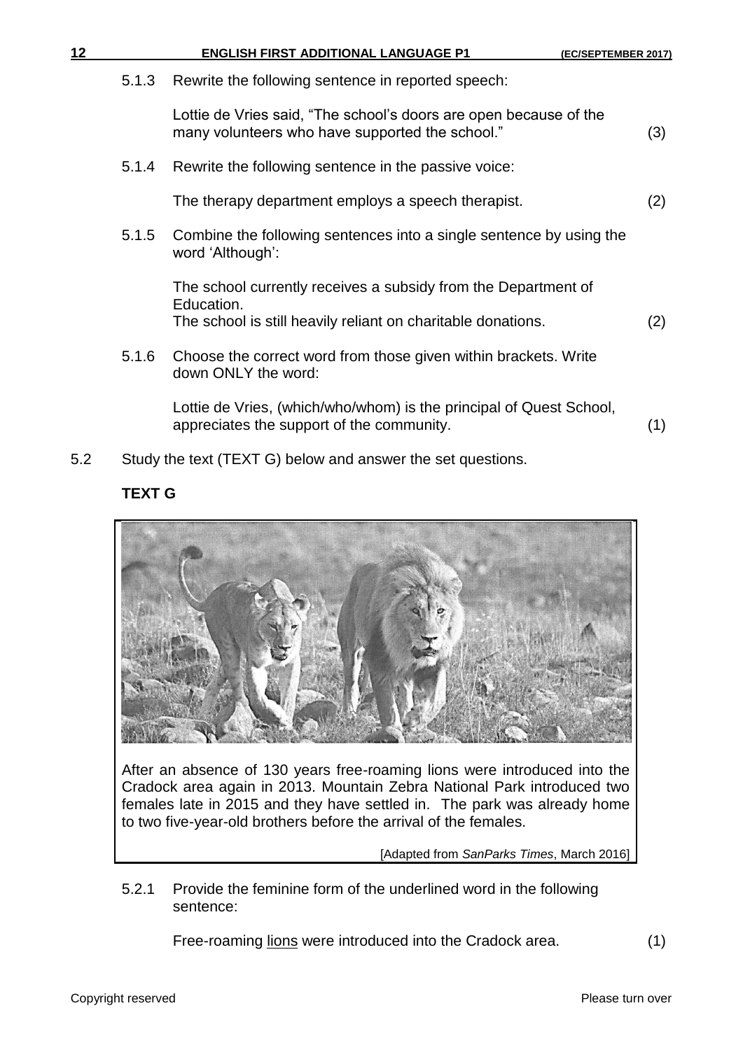5.1.3 Rewrite the following sentence in reported speech:

Lottie de Vries said, “The school’s doors are open because of the many volunteers who have supported the school.” (3)

5.1.4 Rewrite the following sentence in the passive voice:

The therapy department employs a speech therapist. (2)

5.1.5 Combine the following sentences into a single sentence by using the word ‘Although’:

The school currently receives a subsidy from the Department of Education.
The school is still heavily reliant on charitable donations. (2)

5.1.6 Choose the correct word from those given within brackets. Write down ONLY the word:

Lottie de Vries, (which/who/whom) is the principal of Quest School, appreciates the support of the community. (1)

5.2 Study the text (TEXT G) below and answer the set questions.

**TEXT G**

After an absence of 130 years free-roaming lions were introduced into the Cradock area again in 2013. Mountain Zebra National Park introduced two females late in 2015 and they have settled in. The park was already home to two five-year-old brothers before the arrival of the females.

[Adapted from *SanParks Times*, March 2016]

5.2.1 Provide the feminine form of the underlined word in the following sentence:

Free-roaming <u>lions</u> were introduced into the Cradock area. (1)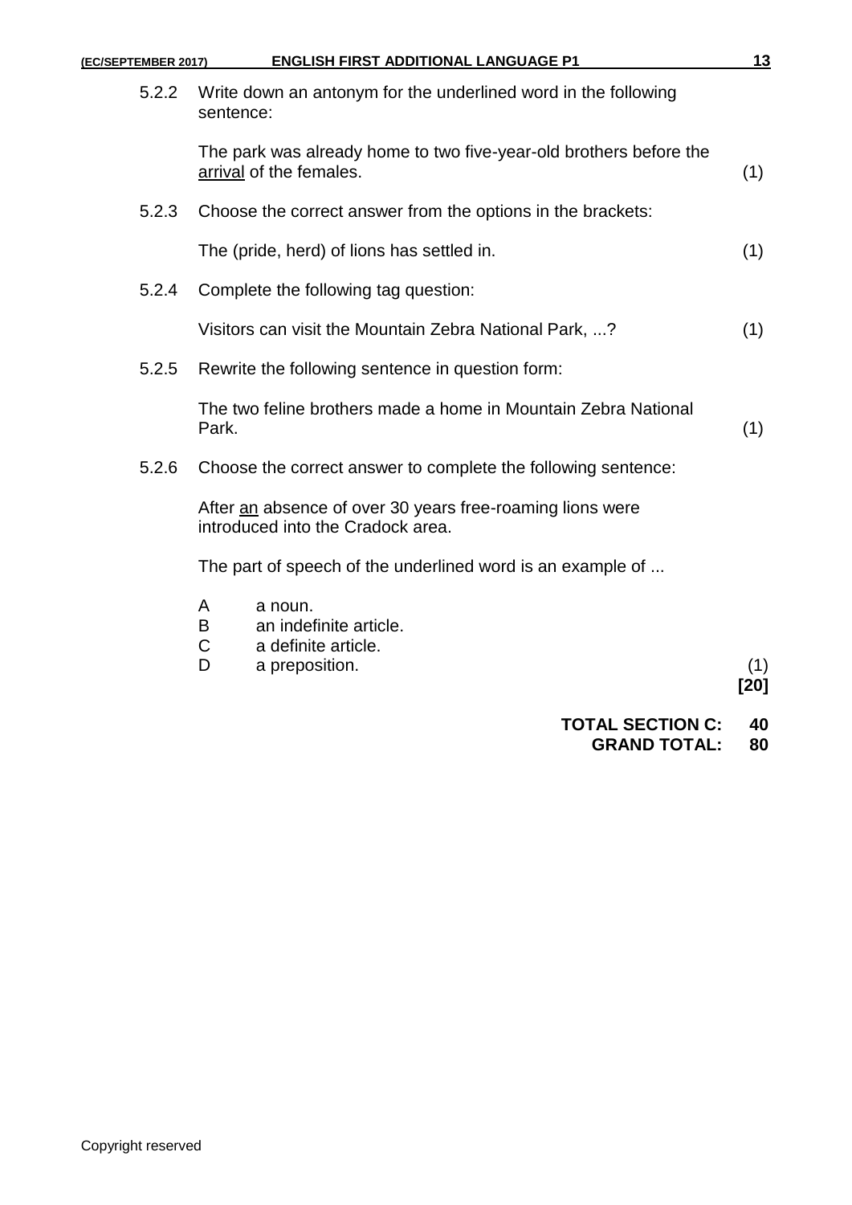5.2.2 Write down an antonym for the underlined word in the following sentence:

The park was already home to two five-year-old brothers before the <u>arrival</u> of the females. (1)

5.2.3 Choose the correct answer from the options in the brackets:

The (pride, herd) of lions has settled in. (1)

5.2.4 Complete the following tag question:

Visitors can visit the Mountain Zebra National Park, ...? (1)

5.2.5 Rewrite the following sentence in question form:

The two feline brothers made a home in Mountain Zebra National Park. (1)

5.2.6 Choose the correct answer to complete the following sentence:

After <u>an</u> absence of over 30 years free-roaming lions were introduced into the Cradock area.

The part of speech of the underlined word is an example of ...

A a noun.
B an indefinite article.
C a definite article.
D a preposition. (1)

**[20]**

**TOTAL SECTION C: 40**
**GRAND TOTAL: 80**